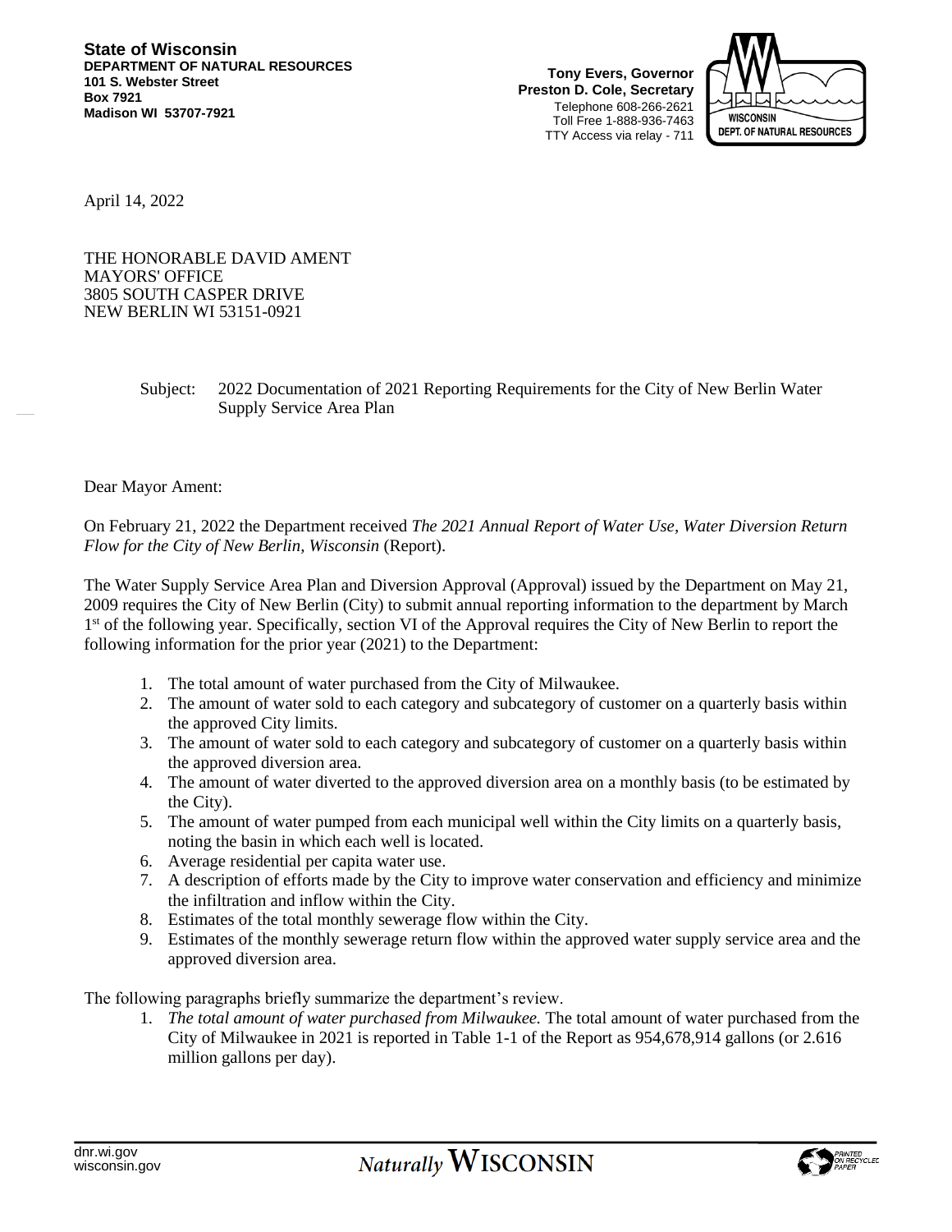**State of Wisconsin**
**DEPARTMENT OF NATURAL RESOURCES**
**101 S. Webster Street**
**Box 7921**
**Madison WI 53707-7921**

**Tony Evers, Governor**
**Preston D. Cole, Secretary**
Telephone 608-266-2621
Toll Free 1-888-936-7463
TTY Access via relay - 711

WISCONSIN DEPT. OF NATURAL RESOURCES

April 14, 2022

THE HONORABLE DAVID AMENT
MAYORS' OFFICE
3805 SOUTH CASPER DRIVE
NEW BERLIN WI 53151-0921

Subject: 2022 Documentation of 2021 Reporting Requirements for the City of New Berlin Water Supply Service Area Plan

Dear Mayor Ament:

On February 21, 2022 the Department received *The 2021 Annual Report of Water Use, Water Diversion Return Flow for the City of New Berlin, Wisconsin* (Report).

The Water Supply Service Area Plan and Diversion Approval (Approval) issued by the Department on May 21, 2009 requires the City of New Berlin (City) to submit annual reporting information to the department by March 1st of the following year. Specifically, section VI of the Approval requires the City of New Berlin to report the following information for the prior year (2021) to the Department:

1. The total amount of water purchased from the City of Milwaukee.
2. The amount of water sold to each category and subcategory of customer on a quarterly basis within the approved City limits.
3. The amount of water sold to each category and subcategory of customer on a quarterly basis within the approved diversion area.
4. The amount of water diverted to the approved diversion area on a monthly basis (to be estimated by the City).
5. The amount of water pumped from each municipal well within the City limits on a quarterly basis, noting the basin in which each well is located.
6. Average residential per capita water use.
7. A description of efforts made by the City to improve water conservation and efficiency and minimize the infiltration and inflow within the City.
8. Estimates of the total monthly sewerage flow within the City.
9. Estimates of the monthly sewerage return flow within the approved water supply service area and the approved diversion area.

The following paragraphs briefly summarize the department's review.

1. *The total amount of water purchased from Milwaukee.* The total amount of water purchased from the City of Milwaukee in 2021 is reported in Table 1-1 of the Report as 954,678,914 gallons (or 2.616 million gallons per day).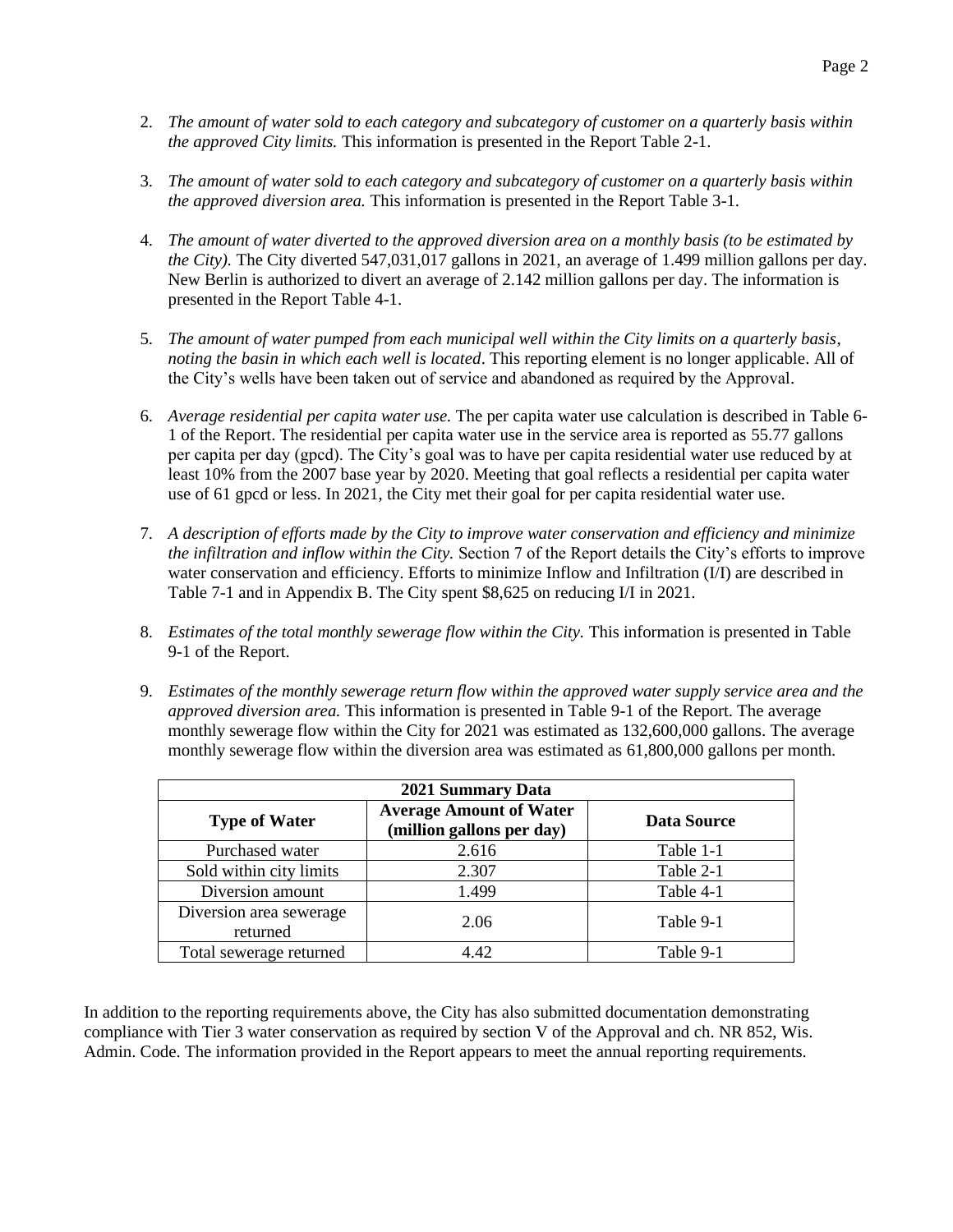2. *The amount of water sold to each category and subcategory of customer on a quarterly basis within the approved City limits.* This information is presented in the Report Table 2-1.

3. *The amount of water sold to each category and subcategory of customer on a quarterly basis within the approved diversion area.* This information is presented in the Report Table 3-1.

4. *The amount of water diverted to the approved diversion area on a monthly basis (to be estimated by the City).* The City diverted 547,031,017 gallons in 2021, an average of 1.499 million gallons per day. New Berlin is authorized to divert an average of 2.142 million gallons per day. The information is presented in the Report Table 4-1.

5. *The amount of water pumped from each municipal well within the City limits on a quarterly basis, noting the basin in which each well is located*. This reporting element is no longer applicable. All of the City's wells have been taken out of service and abandoned as required by the Approval.

6. *Average residential per capita water use.* The per capita water use calculation is described in Table 6-1 of the Report. The residential per capita water use in the service area is reported as 55.77 gallons per capita per day (gpcd). The City's goal was to have per capita residential water use reduced by at least 10% from the 2007 base year by 2020. Meeting that goal reflects a residential per capita water use of 61 gpcd or less. In 2021, the City met their goal for per capita residential water use.

7. *A description of efforts made by the City to improve water conservation and efficiency and minimize the infiltration and inflow within the City.* Section 7 of the Report details the City's efforts to improve water conservation and efficiency. Efforts to minimize Inflow and Infiltration (I/I) are described in Table 7-1 and in Appendix B. The City spent $8,625 on reducing I/I in 2021.

8. *Estimates of the total monthly sewerage flow within the City.* This information is presented in Table 9-1 of the Report.

9. *Estimates of the monthly sewerage return flow within the approved water supply service area and the approved diversion area.* This information is presented in Table 9-1 of the Report. The average monthly sewerage flow within the City for 2021 was estimated as 132,600,000 gallons. The average monthly sewerage flow within the diversion area was estimated as 61,800,000 gallons per month.

| 2021 Summary Data | | |
|---|---|---|
| **Type of Water** | **Average Amount of Water (million gallons per day)** | **Data Source** |
| Purchased water | 2.616 | Table 1-1 |
| Sold within city limits | 2.307 | Table 2-1 |
| Diversion amount | 1.499 | Table 4-1 |
| Diversion area sewerage returned | 2.06 | Table 9-1 |
| Total sewerage returned | 4.42 | Table 9-1 |

In addition to the reporting requirements above, the City has also submitted documentation demonstrating compliance with Tier 3 water conservation as required by section V of the Approval and ch. NR 852, Wis. Admin. Code. The information provided in the Report appears to meet the annual reporting requirements.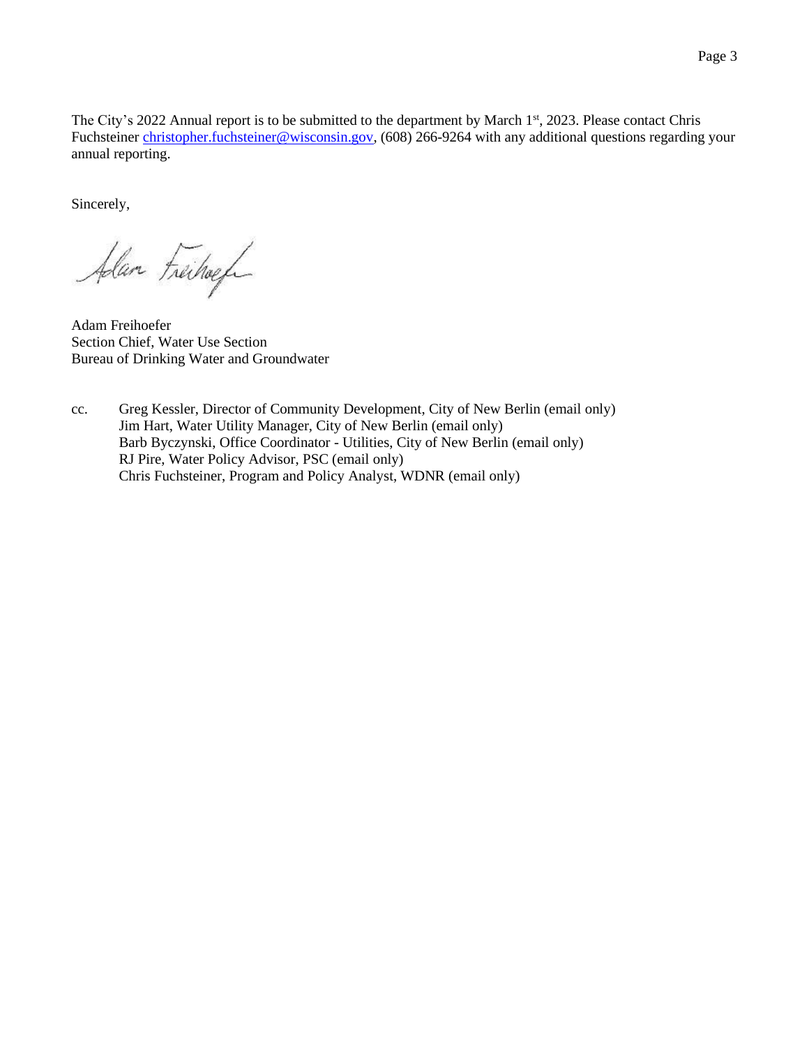The City's 2022 Annual report is to be submitted to the department by March 1st, 2023. Please contact Chris Fuchsteiner christopher.fuchsteiner@wisconsin.gov, (608) 266-9264 with any additional questions regarding your annual reporting.

Sincerely,

Adam Freihoefer
Section Chief, Water Use Section
Bureau of Drinking Water and Groundwater

cc. Greg Kessler, Director of Community Development, City of New Berlin (email only)
Jim Hart, Water Utility Manager, City of New Berlin (email only)
Barb Byczynski, Office Coordinator - Utilities, City of New Berlin (email only)
RJ Pire, Water Policy Advisor, PSC (email only)
Chris Fuchsteiner, Program and Policy Analyst, WDNR (email only)